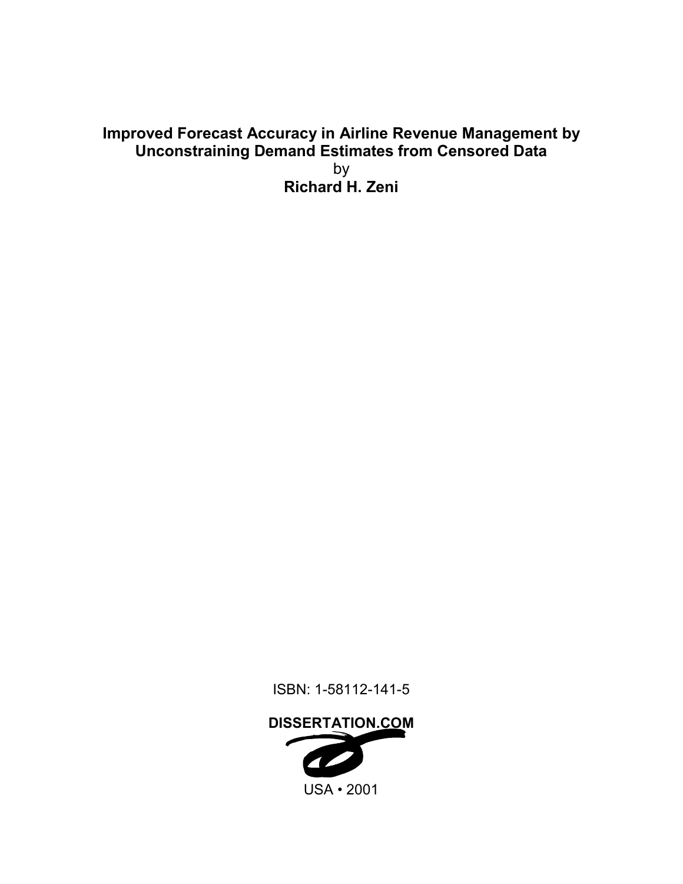# Improved Forecast Accuracy in Airline Revenue Management by Unconstraining Demand Estimates from Censored Data

by

**Richard H. Zeni**

ISBN: 1-58112-141-5

**DISSERTATION.COM**

USA • 2001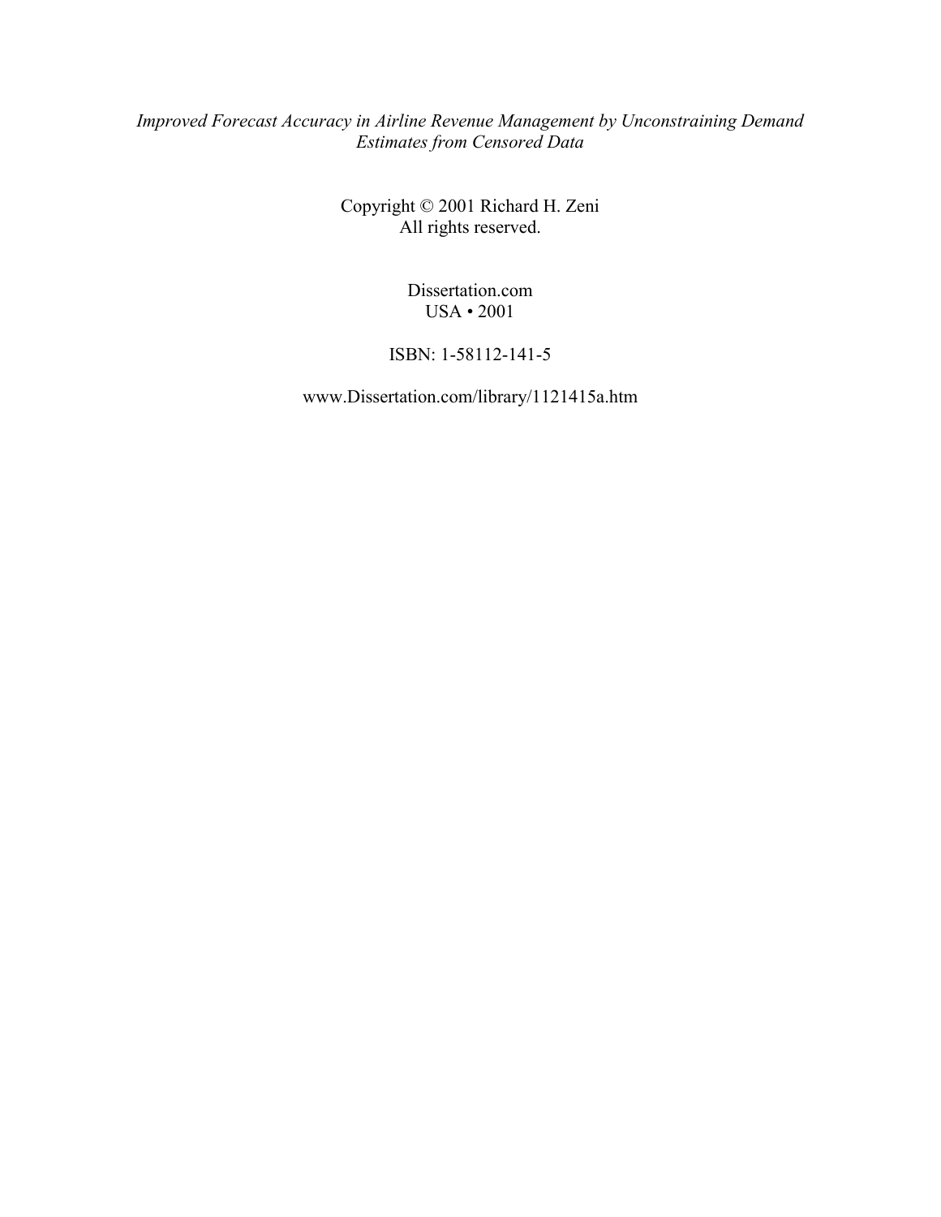*Improved Forecast Accuracy in Airline Revenue Management by Unconstraining Demand Estimates from Censored Data*

Copyright © 2001 Richard H. Zeni
All rights reserved.

Dissertation.com
USA • 2001

ISBN: 1-58112-141-5

www.Dissertation.com/library/1121415a.htm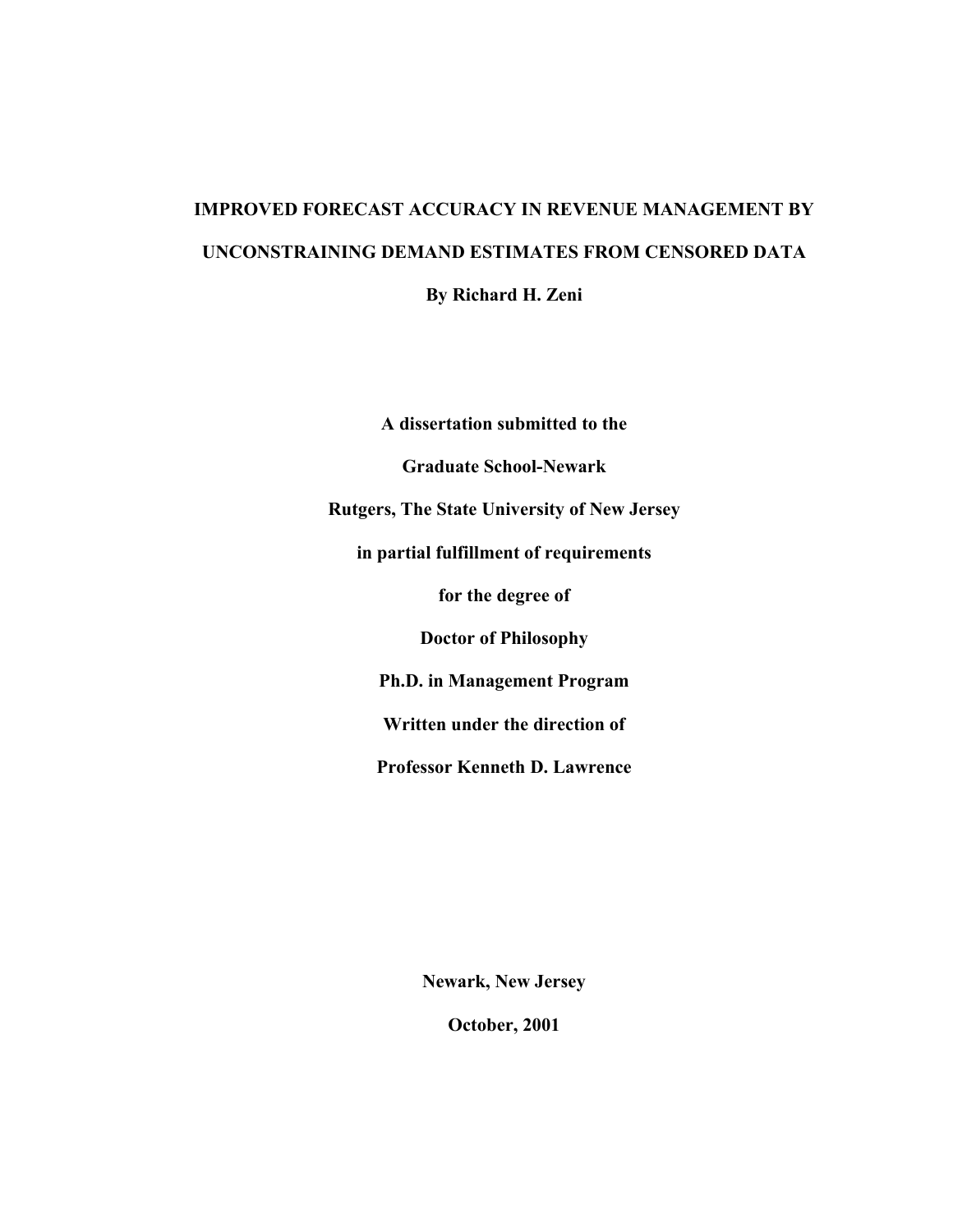# IMPROVED FORECAST ACCURACY IN REVENUE MANAGEMENT BY UNCONSTRAINING DEMAND ESTIMATES FROM CENSORED DATA

**By Richard H. Zeni**

**A dissertation submitted to the**

**Graduate School-Newark**

**Rutgers, The State University of New Jersey**

**in partial fulfillment of requirements**

**for the degree of**

**Doctor of Philosophy**

**Ph.D. in Management Program**

**Written under the direction of**

**Professor Kenneth D. Lawrence**

**Newark, New Jersey**

**October, 2001**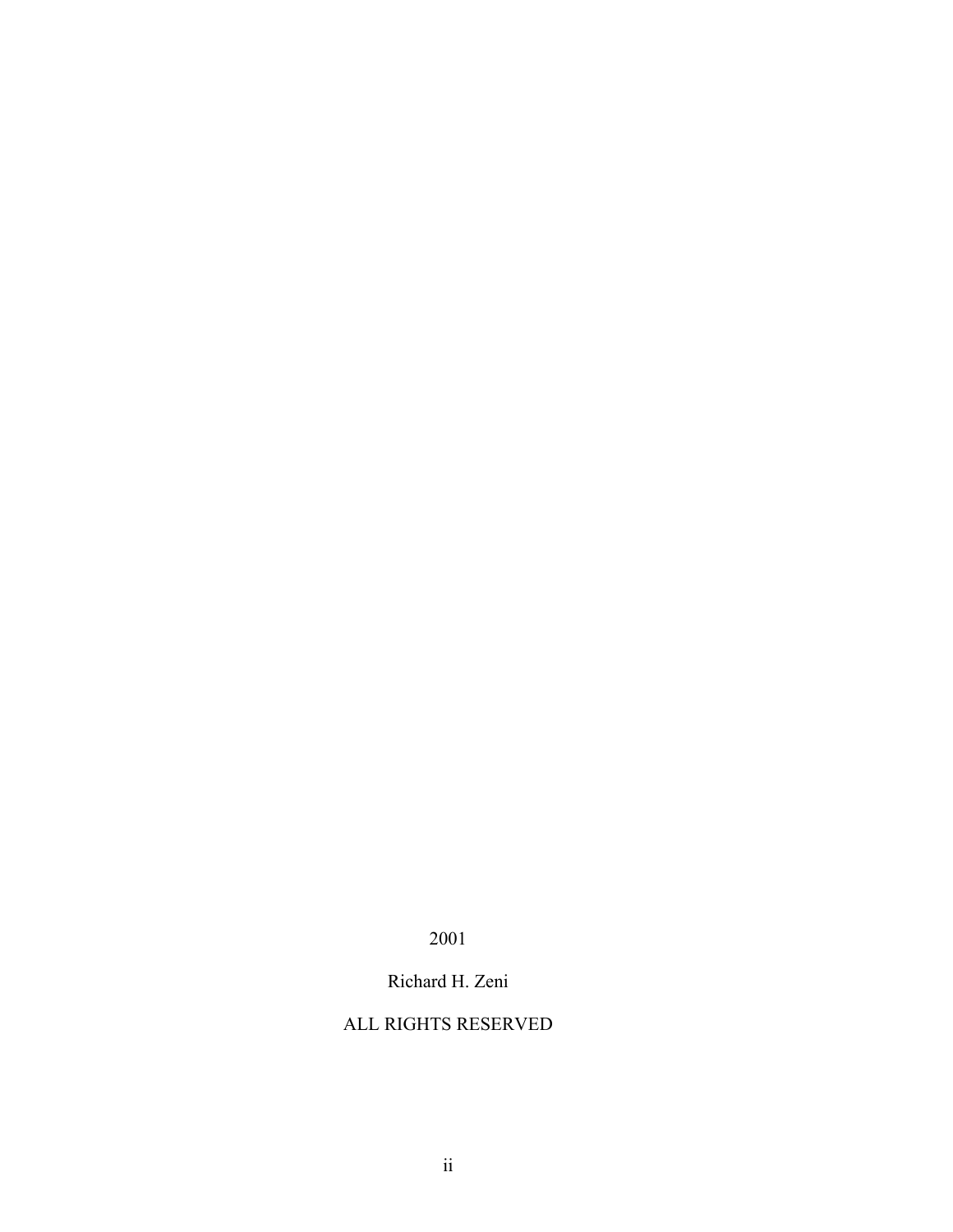2001

Richard H. Zeni

ALL RIGHTS RESERVED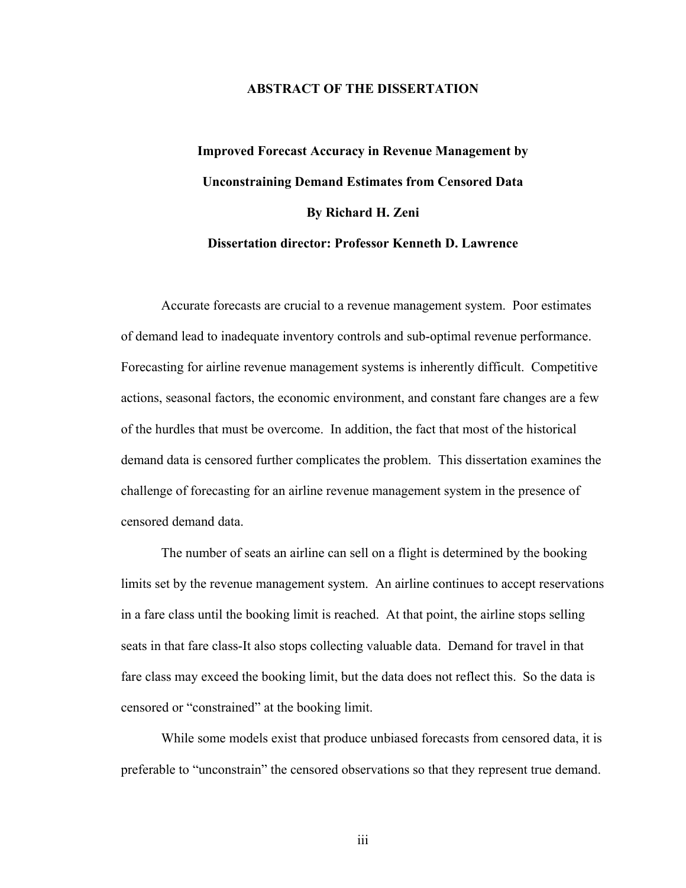# ABSTRACT OF THE DISSERTATION

## Improved Forecast Accuracy in Revenue Management by Unconstraining Demand Estimates from Censored Data

**By Richard H. Zeni**

**Dissertation director: Professor Kenneth D. Lawrence**

Accurate forecasts are crucial to a revenue management system. Poor estimates of demand lead to inadequate inventory controls and sub-optimal revenue performance. Forecasting for airline revenue management systems is inherently difficult. Competitive actions, seasonal factors, the economic environment, and constant fare changes are a few of the hurdles that must be overcome. In addition, the fact that most of the historical demand data is censored further complicates the problem. This dissertation examines the challenge of forecasting for an airline revenue management system in the presence of censored demand data.

The number of seats an airline can sell on a flight is determined by the booking limits set by the revenue management system. An airline continues to accept reservations in a fare class until the booking limit is reached. At that point, the airline stops selling seats in that fare class-It also stops collecting valuable data. Demand for travel in that fare class may exceed the booking limit, but the data does not reflect this. So the data is censored or "constrained" at the booking limit.

While some models exist that produce unbiased forecasts from censored data, it is preferable to "unconstrain" the censored observations so that they represent true demand.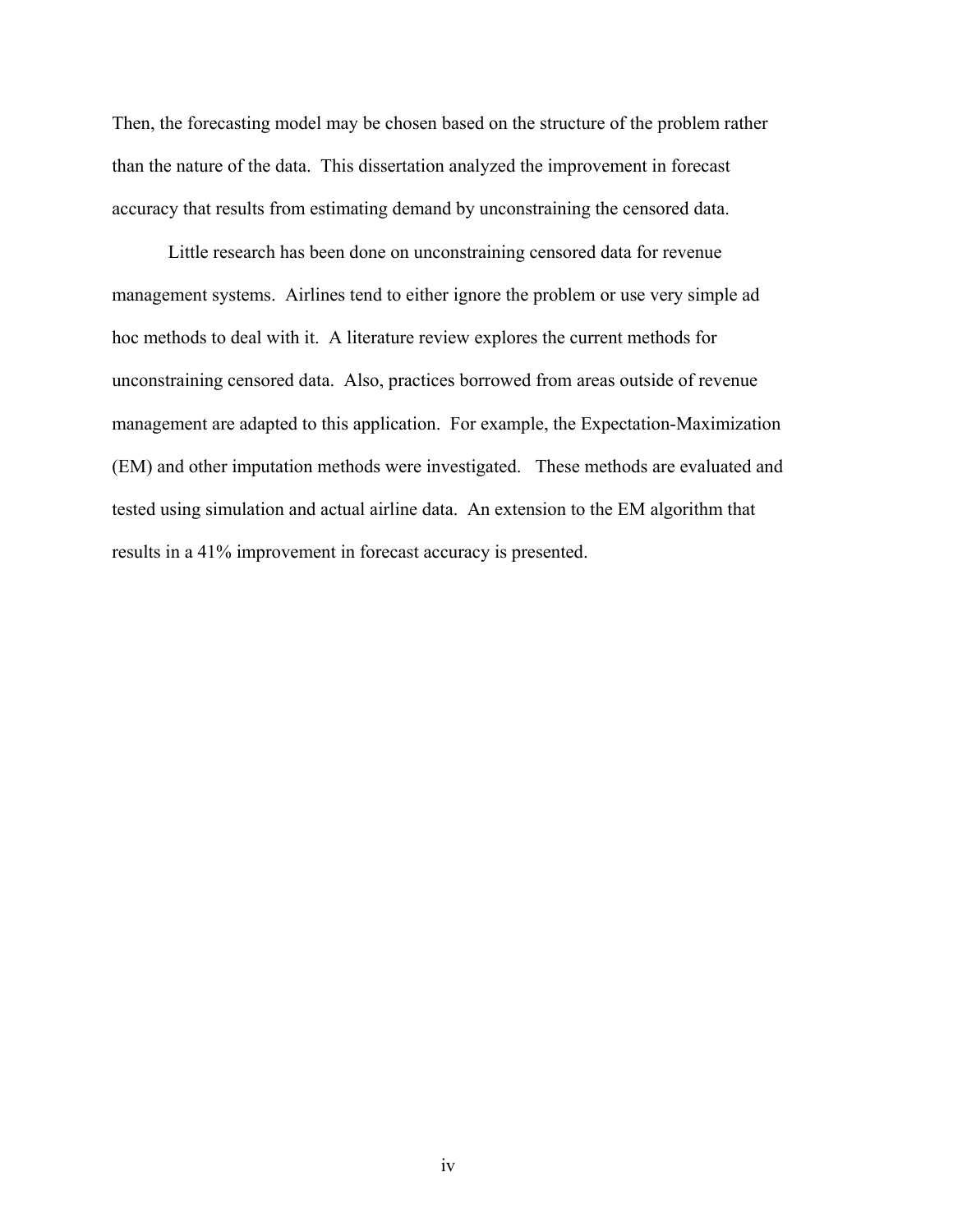Then, the forecasting model may be chosen based on the structure of the problem rather than the nature of the data. This dissertation analyzed the improvement in forecast accuracy that results from estimating demand by unconstraining the censored data.

Little research has been done on unconstraining censored data for revenue management systems. Airlines tend to either ignore the problem or use very simple ad hoc methods to deal with it. A literature review explores the current methods for unconstraining censored data. Also, practices borrowed from areas outside of revenue management are adapted to this application. For example, the Expectation-Maximization (EM) and other imputation methods were investigated. These methods are evaluated and tested using simulation and actual airline data. An extension to the EM algorithm that results in a 41% improvement in forecast accuracy is presented.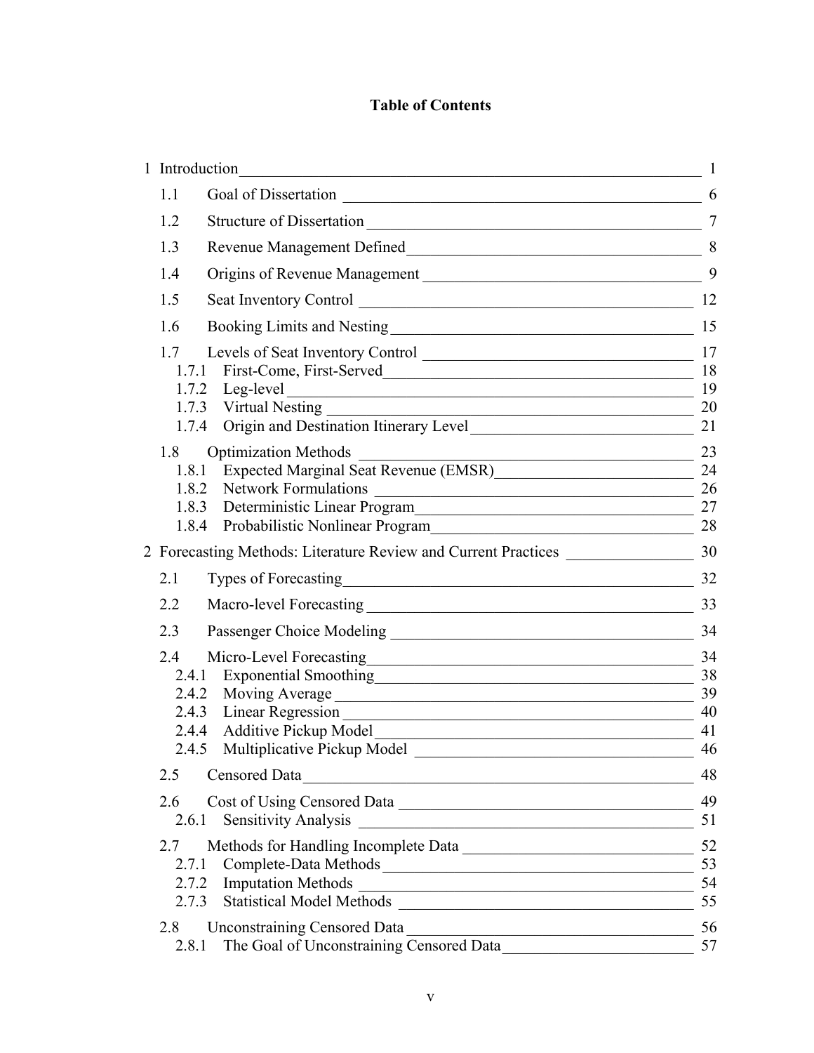## Table of Contents

1 Introduction ... 1

- 1.1 Goal of Dissertation ... 6
- 1.2 Structure of Dissertation ... 7
- 1.3 Revenue Management Defined ... 8
- 1.4 Origins of Revenue Management ... 9
- 1.5 Seat Inventory Control ... 12
- 1.6 Booking Limits and Nesting ... 15
- 1.7 Levels of Seat Inventory Control ... 17
  - 1.7.1 First-Come, First-Served ... 18
  - 1.7.2 Leg-level ... 19
  - 1.7.3 Virtual Nesting ... 20
  - 1.7.4 Origin and Destination Itinerary Level ... 21
- 1.8 Optimization Methods ... 23
  - 1.8.1 Expected Marginal Seat Revenue (EMSR) ... 24
  - 1.8.2 Network Formulations ... 26
  - 1.8.3 Deterministic Linear Program ... 27
  - 1.8.4 Probabilistic Nonlinear Program ... 28

2 Forecasting Methods: Literature Review and Current Practices ... 30

- 2.1 Types of Forecasting ... 32
- 2.2 Macro-level Forecasting ... 33
- 2.3 Passenger Choice Modeling ... 34
- 2.4 Micro-Level Forecasting ... 34
  - 2.4.1 Exponential Smoothing ... 38
  - 2.4.2 Moving Average ... 39
  - 2.4.3 Linear Regression ... 40
  - 2.4.4 Additive Pickup Model ... 41
  - 2.4.5 Multiplicative Pickup Model ... 46
- 2.5 Censored Data ... 48
- 2.6 Cost of Using Censored Data ... 49
  - 2.6.1 Sensitivity Analysis ... 51
- 2.7 Methods for Handling Incomplete Data ... 52
  - 2.7.1 Complete-Data Methods ... 53
  - 2.7.2 Imputation Methods ... 54
  - 2.7.3 Statistical Model Methods ... 55
- 2.8 Unconstraining Censored Data ... 56
  - 2.8.1 The Goal of Unconstraining Censored Data ... 57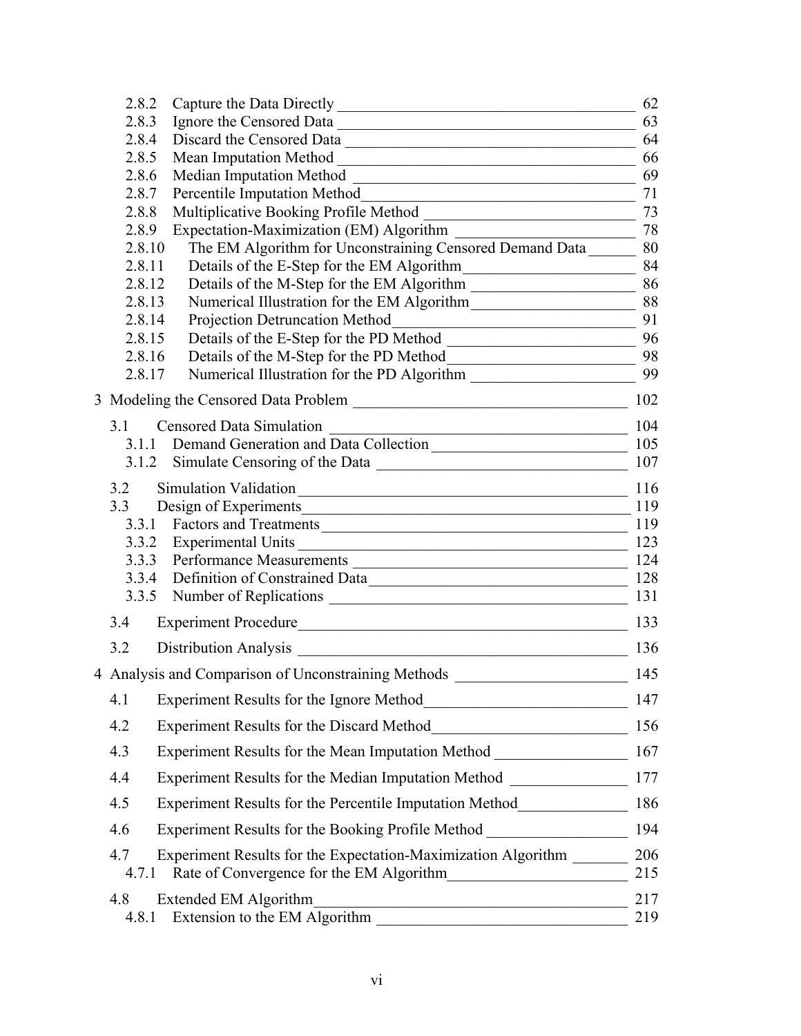2.8.2 Capture the Data Directly ........ 62
2.8.3 Ignore the Censored Data ........ 63
2.8.4 Discard the Censored Data ........ 64
2.8.5 Mean Imputation Method ........ 66
2.8.6 Median Imputation Method ........ 69
2.8.7 Percentile Imputation Method ........ 71
2.8.8 Multiplicative Booking Profile Method ........ 73
2.8.9 Expectation-Maximization (EM) Algorithm ........ 78
2.8.10 The EM Algorithm for Unconstraining Censored Demand Data ........ 80
2.8.11 Details of the E-Step for the EM Algorithm ........ 84
2.8.12 Details of the M-Step for the EM Algorithm ........ 86
2.8.13 Numerical Illustration for the EM Algorithm ........ 88
2.8.14 Projection Detruncation Method ........ 91
2.8.15 Details of the E-Step for the PD Method ........ 96
2.8.16 Details of the M-Step for the PD Method ........ 98
2.8.17 Numerical Illustration for the PD Algorithm ........ 99

3 Modeling the Censored Data Problem ........ 102

3.1 Censored Data Simulation ........ 104
3.1.1 Demand Generation and Data Collection ........ 105
3.1.2 Simulate Censoring of the Data ........ 107

3.2 Simulation Validation ........ 116
3.3 Design of Experiments ........ 119
3.3.1 Factors and Treatments ........ 119
3.3.2 Experimental Units ........ 123
3.3.3 Performance Measurements ........ 124
3.3.4 Definition of Constrained Data ........ 128
3.3.5 Number of Replications ........ 131

3.4 Experiment Procedure ........ 133

3.2 Distribution Analysis ........ 136

4 Analysis and Comparison of Unconstraining Methods ........ 145

4.1 Experiment Results for the Ignore Method ........ 147

4.2 Experiment Results for the Discard Method ........ 156

4.3 Experiment Results for the Mean Imputation Method ........ 167

4.4 Experiment Results for the Median Imputation Method ........ 177

4.5 Experiment Results for the Percentile Imputation Method ........ 186

4.6 Experiment Results for the Booking Profile Method ........ 194

4.7 Experiment Results for the Expectation-Maximization Algorithm ........ 206
4.7.1 Rate of Convergence for the EM Algorithm ........ 215

4.8 Extended EM Algorithm ........ 217
4.8.1 Extension to the EM Algorithm ........ 219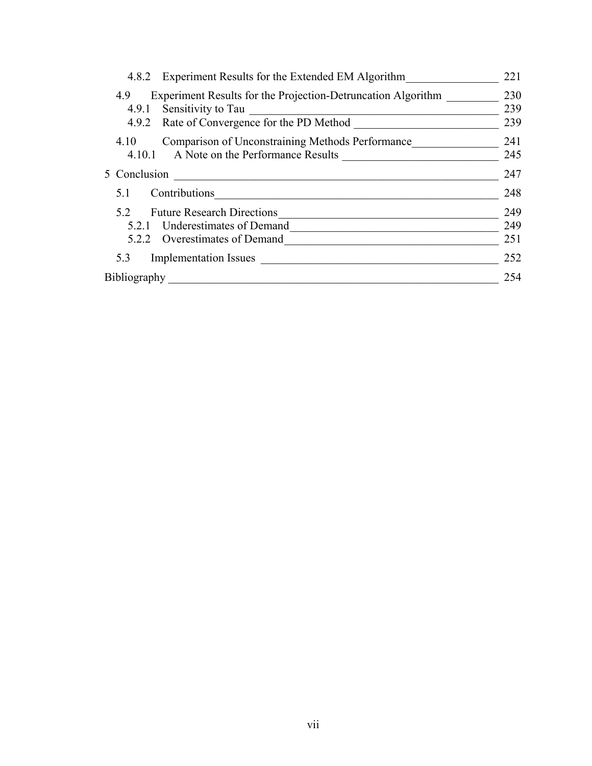4.8.2 Experiment Results for the Extended EM Algorithm ........ 221

4.9 Experiment Results for the Projection-Detruncation Algorithm ........ 230

4.9.1 Sensitivity to Tau ........ 239

4.9.2 Rate of Convergence for the PD Method ........ 239

4.10 Comparison of Unconstraining Methods Performance ........ 241

4.10.1 A Note on the Performance Results ........ 245

5 Conclusion ........ 247

5.1 Contributions ........ 248

5.2 Future Research Directions ........ 249

5.2.1 Underestimates of Demand ........ 249

5.2.2 Overestimates of Demand ........ 251

5.3 Implementation Issues ........ 252

Bibliography ........ 254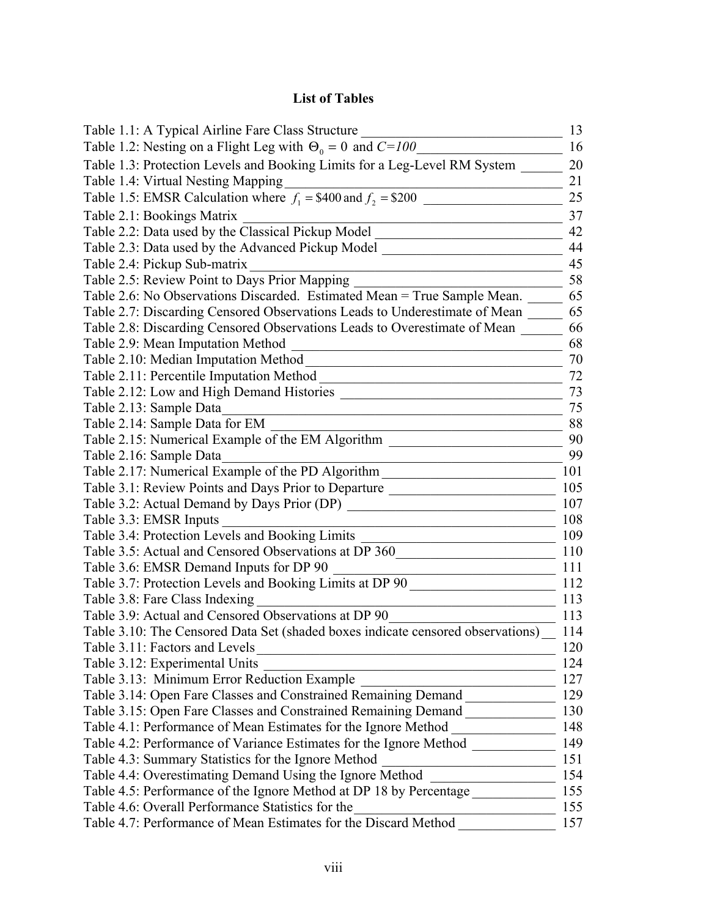# List of Tables

Table 1.1: A Typical Airline Fare Class Structure ______ 13
Table 1.2: Nesting on a Flight Leg with $\Theta_0 = 0$ and $C=100$ ______ 16
Table 1.3: Protection Levels and Booking Limits for a Leg-Level RM System ______ 20
Table 1.4: Virtual Nesting Mapping ______ 21
Table 1.5: EMSR Calculation where $f_1 = \$400$ and $f_2 = \$200$ ______ 25
Table 2.1: Bookings Matrix ______ 37
Table 2.2: Data used by the Classical Pickup Model ______ 42
Table 2.3: Data used by the Advanced Pickup Model ______ 44
Table 2.4: Pickup Sub-matrix ______ 45
Table 2.5: Review Point to Days Prior Mapping ______ 58
Table 2.6: No Observations Discarded. Estimated Mean = True Sample Mean. ______ 65
Table 2.7: Discarding Censored Observations Leads to Underestimate of Mean ______ 65
Table 2.8: Discarding Censored Observations Leads to Overestimate of Mean ______ 66
Table 2.9: Mean Imputation Method ______ 68
Table 2.10: Median Imputation Method ______ 70
Table 2.11: Percentile Imputation Method ______ 72
Table 2.12: Low and High Demand Histories ______ 73
Table 2.13: Sample Data ______ 75
Table 2.14: Sample Data for EM ______ 88
Table 2.15: Numerical Example of the EM Algorithm ______ 90
Table 2.16: Sample Data ______ 99
Table 2.17: Numerical Example of the PD Algorithm ______ 101
Table 3.1: Review Points and Days Prior to Departure ______ 105
Table 3.2: Actual Demand by Days Prior (DP) ______ 107
Table 3.3: EMSR Inputs ______ 108
Table 3.4: Protection Levels and Booking Limits ______ 109
Table 3.5: Actual and Censored Observations at DP 360 ______ 110
Table 3.6: EMSR Demand Inputs for DP 90 ______ 111
Table 3.7: Protection Levels and Booking Limits at DP 90 ______ 112
Table 3.8: Fare Class Indexing ______ 113
Table 3.9: Actual and Censored Observations at DP 90 ______ 113
Table 3.10: The Censored Data Set (shaded boxes indicate censored observations) ______ 114
Table 3.11: Factors and Levels ______ 120
Table 3.12: Experimental Units ______ 124
Table 3.13: Minimum Error Reduction Example ______ 127
Table 3.14: Open Fare Classes and Constrained Remaining Demand ______ 129
Table 3.15: Open Fare Classes and Constrained Remaining Demand ______ 130
Table 4.1: Performance of Mean Estimates for the Ignore Method ______ 148
Table 4.2: Performance of Variance Estimates for the Ignore Method ______ 149
Table 4.3: Summary Statistics for the Ignore Method ______ 151
Table 4.4: Overestimating Demand Using the Ignore Method ______ 154
Table 4.5: Performance of the Ignore Method at DP 18 by Percentage ______ 155
Table 4.6: Overall Performance Statistics for the ______ 155
Table 4.7: Performance of Mean Estimates for the Discard Method ______ 157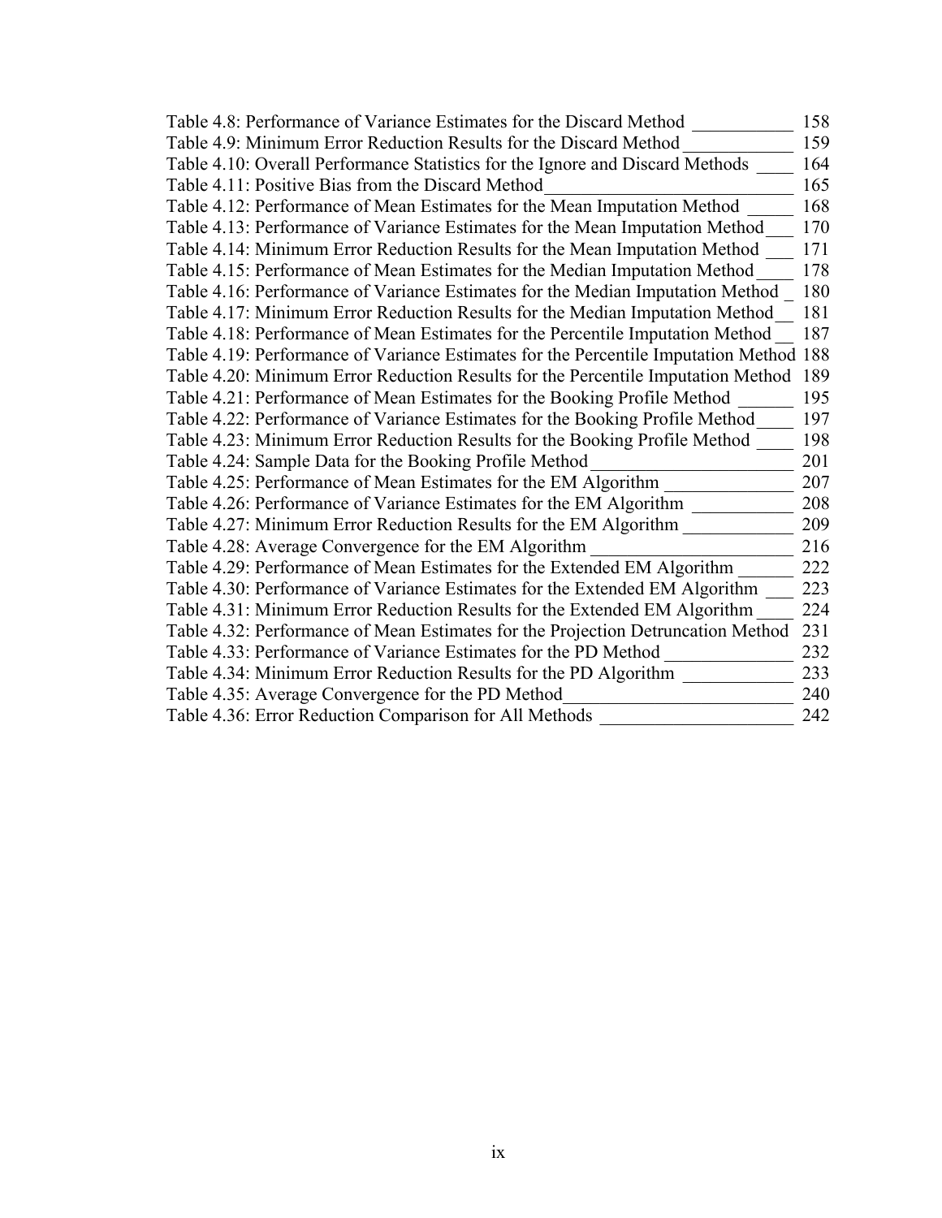Table 4.8: Performance of Variance Estimates for the Discard Method 158
Table 4.9: Minimum Error Reduction Results for the Discard Method 159
Table 4.10: Overall Performance Statistics for the Ignore and Discard Methods 164
Table 4.11: Positive Bias from the Discard Method 165
Table 4.12: Performance of Mean Estimates for the Mean Imputation Method 168
Table 4.13: Performance of Variance Estimates for the Mean Imputation Method 170
Table 4.14: Minimum Error Reduction Results for the Mean Imputation Method 171
Table 4.15: Performance of Mean Estimates for the Median Imputation Method 178
Table 4.16: Performance of Variance Estimates for the Median Imputation Method 180
Table 4.17: Minimum Error Reduction Results for the Median Imputation Method 181
Table 4.18: Performance of Mean Estimates for the Percentile Imputation Method 187
Table 4.19: Performance of Variance Estimates for the Percentile Imputation Method 188
Table 4.20: Minimum Error Reduction Results for the Percentile Imputation Method 189
Table 4.21: Performance of Mean Estimates for the Booking Profile Method 195
Table 4.22: Performance of Variance Estimates for the Booking Profile Method 197
Table 4.23: Minimum Error Reduction Results for the Booking Profile Method 198
Table 4.24: Sample Data for the Booking Profile Method 201
Table 4.25: Performance of Mean Estimates for the EM Algorithm 207
Table 4.26: Performance of Variance Estimates for the EM Algorithm 208
Table 4.27: Minimum Error Reduction Results for the EM Algorithm 209
Table 4.28: Average Convergence for the EM Algorithm 216
Table 4.29: Performance of Mean Estimates for the Extended EM Algorithm 222
Table 4.30: Performance of Variance Estimates for the Extended EM Algorithm 223
Table 4.31: Minimum Error Reduction Results for the Extended EM Algorithm 224
Table 4.32: Performance of Mean Estimates for the Projection Detruncation Method 231
Table 4.33: Performance of Variance Estimates for the PD Method 232
Table 4.34: Minimum Error Reduction Results for the PD Algorithm 233
Table 4.35: Average Convergence for the PD Method 240
Table 4.36: Error Reduction Comparison for All Methods 242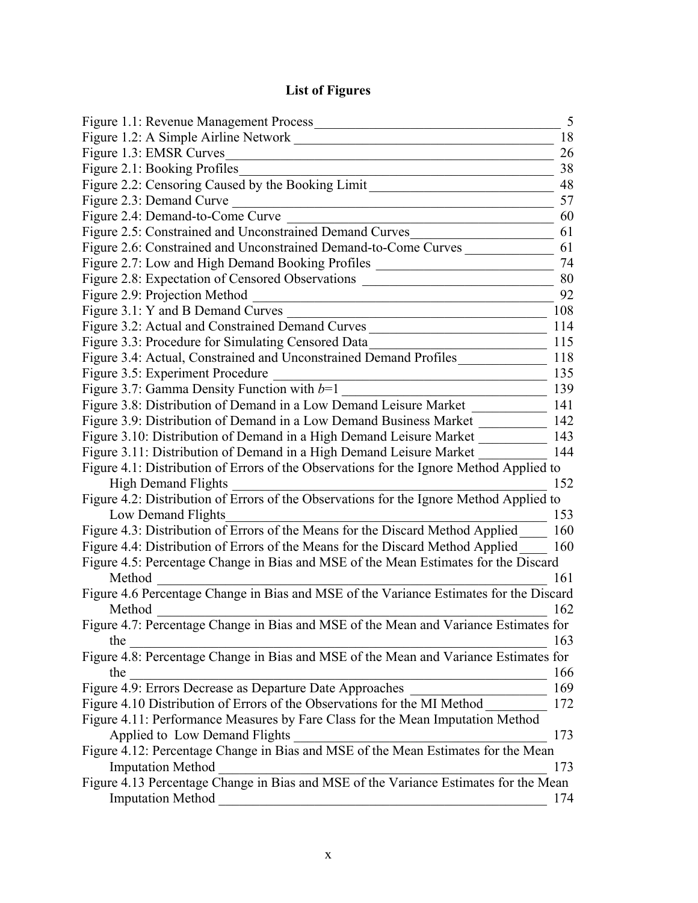# List of Figures

Figure 1.1: Revenue Management Process 5
Figure 1.2: A Simple Airline Network 18
Figure 1.3: EMSR Curves 26
Figure 2.1: Booking Profiles 38
Figure 2.2: Censoring Caused by the Booking Limit 48
Figure 2.3: Demand Curve 57
Figure 2.4: Demand-to-Come Curve 60
Figure 2.5: Constrained and Unconstrained Demand Curves 61
Figure 2.6: Constrained and Unconstrained Demand-to-Come Curves 61
Figure 2.7: Low and High Demand Booking Profiles 74
Figure 2.8: Expectation of Censored Observations 80
Figure 2.9: Projection Method 92
Figure 3.1: Y and B Demand Curves 108
Figure 3.2: Actual and Constrained Demand Curves 114
Figure 3.3: Procedure for Simulating Censored Data 115
Figure 3.4: Actual, Constrained and Unconstrained Demand Profiles 118
Figure 3.5: Experiment Procedure 135
Figure 3.7: Gamma Density Function with $b$=1 139
Figure 3.8: Distribution of Demand in a Low Demand Leisure Market 141
Figure 3.9: Distribution of Demand in a Low Demand Business Market 142
Figure 3.10: Distribution of Demand in a High Demand Leisure Market 143
Figure 3.11: Distribution of Demand in a High Demand Leisure Market 144
Figure 4.1: Distribution of Errors of the Observations for the Ignore Method Applied to High Demand Flights 152
Figure 4.2: Distribution of Errors of the Observations for the Ignore Method Applied to Low Demand Flights 153
Figure 4.3: Distribution of Errors of the Means for the Discard Method Applied 160
Figure 4.4: Distribution of Errors of the Means for the Discard Method Applied 160
Figure 4.5: Percentage Change in Bias and MSE of the Mean Estimates for the Discard Method 161
Figure 4.6 Percentage Change in Bias and MSE of the Variance Estimates for the Discard Method 162
Figure 4.7: Percentage Change in Bias and MSE of the Mean and Variance Estimates for the 163
Figure 4.8: Percentage Change in Bias and MSE of the Mean and Variance Estimates for the 166
Figure 4.9: Errors Decrease as Departure Date Approaches 169
Figure 4.10 Distribution of Errors of the Observations for the MI Method 172
Figure 4.11: Performance Measures by Fare Class for the Mean Imputation Method Applied to Low Demand Flights 173
Figure 4.12: Percentage Change in Bias and MSE of the Mean Estimates for the Mean Imputation Method 173
Figure 4.13 Percentage Change in Bias and MSE of the Variance Estimates for the Mean Imputation Method 174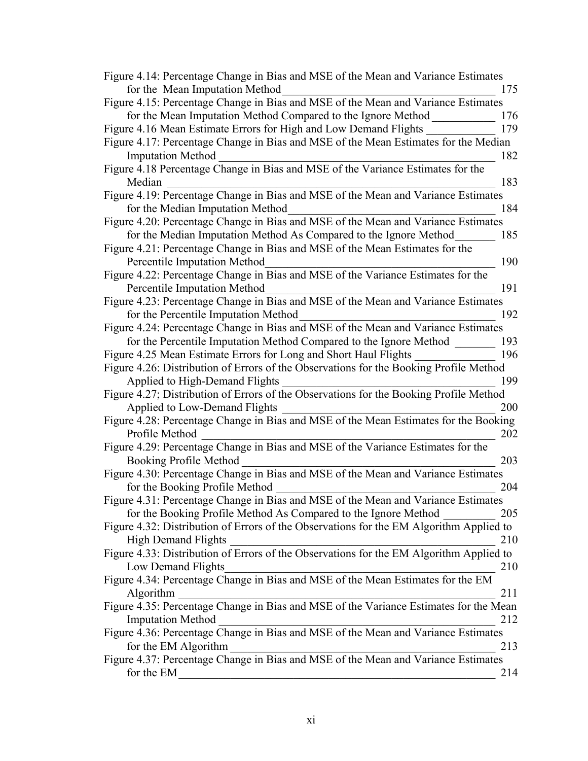Figure 4.14: Percentage Change in Bias and MSE of the Mean and Variance Estimates for the Mean Imputation Method ____ 175

Figure 4.15: Percentage Change in Bias and MSE of the Mean and Variance Estimates for the Mean Imputation Method Compared to the Ignore Method ____ 176

Figure 4.16 Mean Estimate Errors for High and Low Demand Flights ____ 179

Figure 4.17: Percentage Change in Bias and MSE of the Mean Estimates for the Median Imputation Method ____ 182

Figure 4.18 Percentage Change in Bias and MSE of the Variance Estimates for the Median ____ 183

Figure 4.19: Percentage Change in Bias and MSE of the Mean and Variance Estimates for the Median Imputation Method ____ 184

Figure 4.20: Percentage Change in Bias and MSE of the Mean and Variance Estimates for the Median Imputation Method As Compared to the Ignore Method ____ 185

Figure 4.21: Percentage Change in Bias and MSE of the Mean Estimates for the Percentile Imputation Method ____ 190

Figure 4.22: Percentage Change in Bias and MSE of the Variance Estimates for the Percentile Imputation Method ____ 191

Figure 4.23: Percentage Change in Bias and MSE of the Mean and Variance Estimates for the Percentile Imputation Method ____ 192

Figure 4.24: Percentage Change in Bias and MSE of the Mean and Variance Estimates for the Percentile Imputation Method Compared to the Ignore Method ____ 193

Figure 4.25 Mean Estimate Errors for Long and Short Haul Flights ____ 196

Figure 4.26: Distribution of Errors of the Observations for the Booking Profile Method Applied to High-Demand Flights ____ 199

Figure 4.27; Distribution of Errors of the Observations for the Booking Profile Method Applied to Low-Demand Flights ____ 200

Figure 4.28: Percentage Change in Bias and MSE of the Mean Estimates for the Booking Profile Method ____ 202

Figure 4.29: Percentage Change in Bias and MSE of the Variance Estimates for the Booking Profile Method ____ 203

Figure 4.30: Percentage Change in Bias and MSE of the Mean and Variance Estimates for the Booking Profile Method ____ 204

Figure 4.31: Percentage Change in Bias and MSE of the Mean and Variance Estimates for the Booking Profile Method As Compared to the Ignore Method ____ 205

Figure 4.32: Distribution of Errors of the Observations for the EM Algorithm Applied to High Demand Flights ____ 210

Figure 4.33: Distribution of Errors of the Observations for the EM Algorithm Applied to Low Demand Flights ____ 210

Figure 4.34: Percentage Change in Bias and MSE of the Mean Estimates for the EM Algorithm ____ 211

Figure 4.35: Percentage Change in Bias and MSE of the Variance Estimates for the Mean Imputation Method ____ 212

Figure 4.36: Percentage Change in Bias and MSE of the Mean and Variance Estimates for the EM Algorithm ____ 213

Figure 4.37: Percentage Change in Bias and MSE of the Mean and Variance Estimates for the EM ____ 214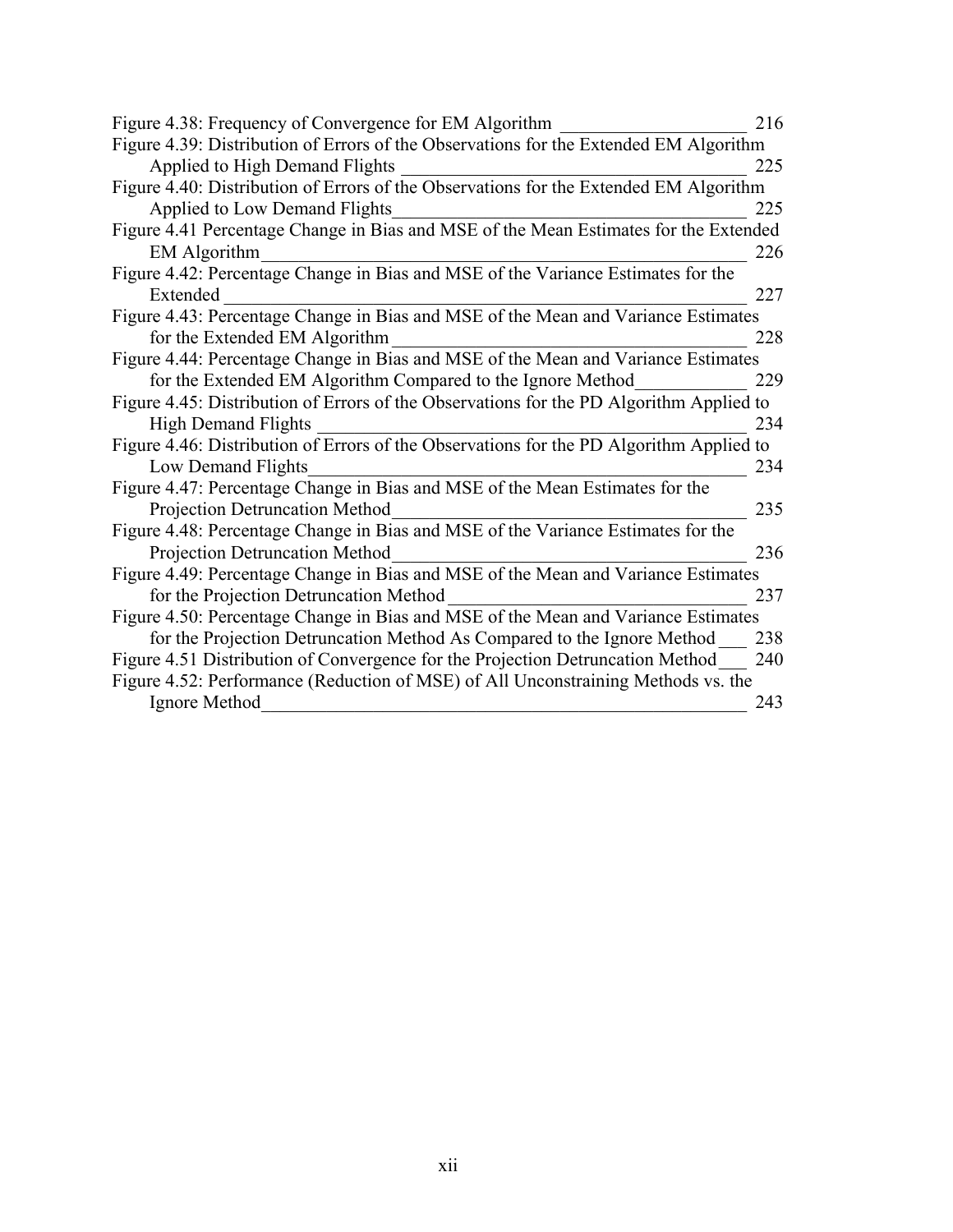Figure 4.38: Frequency of Convergence for EM Algorithm ____________________ 216

Figure 4.39: Distribution of Errors of the Observations for the Extended EM Algorithm Applied to High Demand Flights ______________________________________ 225

Figure 4.40: Distribution of Errors of the Observations for the Extended EM Algorithm Applied to Low Demand Flights______________________________________ 225

Figure 4.41 Percentage Change in Bias and MSE of the Mean Estimates for the Extended EM Algorithm______________________________________________________ 226

Figure 4.42: Percentage Change in Bias and MSE of the Variance Estimates for the Extended ______________________________________________________ 227

Figure 4.43: Percentage Change in Bias and MSE of the Mean and Variance Estimates for the Extended EM Algorithm ______________________________________ 228

Figure 4.44: Percentage Change in Bias and MSE of the Mean and Variance Estimates for the Extended EM Algorithm Compared to the Ignore Method____________ 229

Figure 4.45: Distribution of Errors of the Observations for the PD Algorithm Applied to High Demand Flights ______________________________________________ 234

Figure 4.46: Distribution of Errors of the Observations for the PD Algorithm Applied to Low Demand Flights_______________________________________________ 234

Figure 4.47: Percentage Change in Bias and MSE of the Mean Estimates for the Projection Detruncation Method______________________________________ 235

Figure 4.48: Percentage Change in Bias and MSE of the Variance Estimates for the Projection Detruncation Method______________________________________ 236

Figure 4.49: Percentage Change in Bias and MSE of the Mean and Variance Estimates for the Projection Detruncation Method ________________________________ 237

Figure 4.50: Percentage Change in Bias and MSE of the Mean and Variance Estimates for the Projection Detruncation Method As Compared to the Ignore Method ___ 238

Figure 4.51 Distribution of Convergence for the Projection Detruncation Method___ 240

Figure 4.52: Performance (Reduction of MSE) of All Unconstraining Methods vs. the Ignore Method_________________________________________________ 243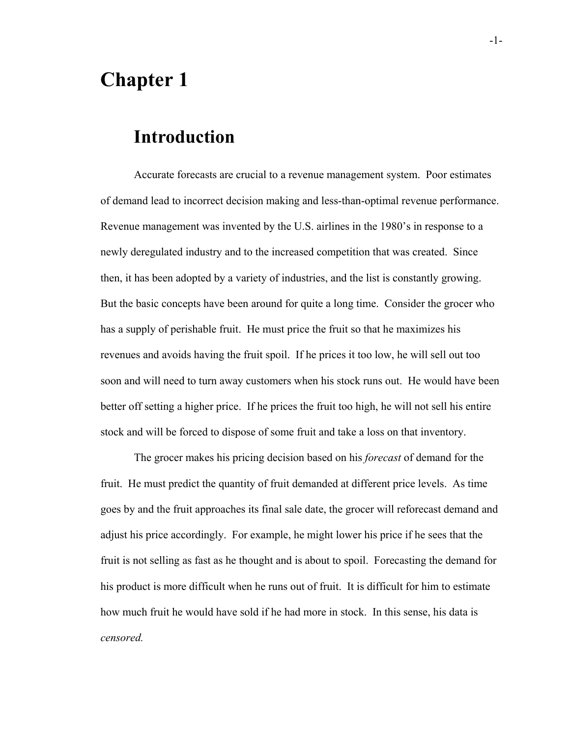# Chapter 1

## Introduction

Accurate forecasts are crucial to a revenue management system. Poor estimates of demand lead to incorrect decision making and less-than-optimal revenue performance. Revenue management was invented by the U.S. airlines in the 1980's in response to a newly deregulated industry and to the increased competition that was created. Since then, it has been adopted by a variety of industries, and the list is constantly growing. But the basic concepts have been around for quite a long time. Consider the grocer who has a supply of perishable fruit. He must price the fruit so that he maximizes his revenues and avoids having the fruit spoil. If he prices it too low, he will sell out too soon and will need to turn away customers when his stock runs out. He would have been better off setting a higher price. If he prices the fruit too high, he will not sell his entire stock and will be forced to dispose of some fruit and take a loss on that inventory.

The grocer makes his pricing decision based on his *forecast* of demand for the fruit. He must predict the quantity of fruit demanded at different price levels. As time goes by and the fruit approaches its final sale date, the grocer will reforecast demand and adjust his price accordingly. For example, he might lower his price if he sees that the fruit is not selling as fast as he thought and is about to spoil. Forecasting the demand for his product is more difficult when he runs out of fruit. It is difficult for him to estimate how much fruit he would have sold if he had more in stock. In this sense, his data is *censored.*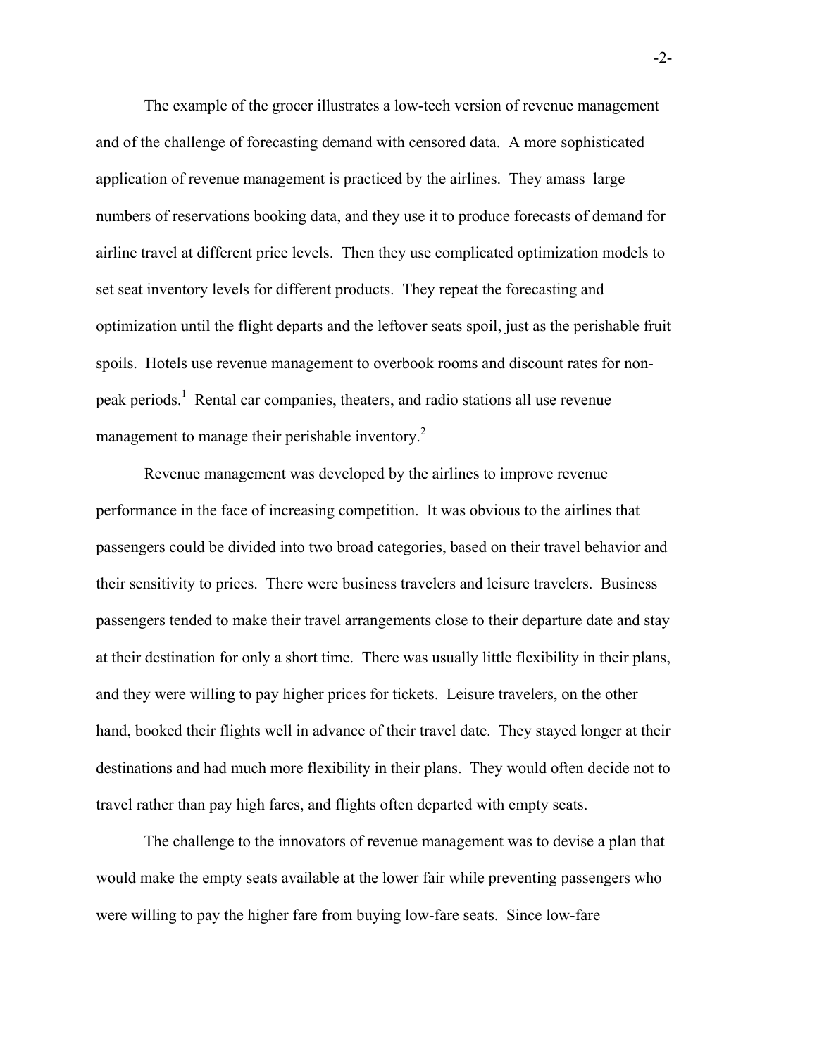The example of the grocer illustrates a low-tech version of revenue management and of the challenge of forecasting demand with censored data. A more sophisticated application of revenue management is practiced by the airlines. They amass large numbers of reservations booking data, and they use it to produce forecasts of demand for airline travel at different price levels. Then they use complicated optimization models to set seat inventory levels for different products. They repeat the forecasting and optimization until the flight departs and the leftover seats spoil, just as the perishable fruit spoils. Hotels use revenue management to overbook rooms and discount rates for non-peak periods.[1] Rental car companies, theaters, and radio stations all use revenue management to manage their perishable inventory.[2]

Revenue management was developed by the airlines to improve revenue performance in the face of increasing competition. It was obvious to the airlines that passengers could be divided into two broad categories, based on their travel behavior and their sensitivity to prices. There were business travelers and leisure travelers. Business passengers tended to make their travel arrangements close to their departure date and stay at their destination for only a short time. There was usually little flexibility in their plans, and they were willing to pay higher prices for tickets. Leisure travelers, on the other hand, booked their flights well in advance of their travel date. They stayed longer at their destinations and had much more flexibility in their plans. They would often decide not to travel rather than pay high fares, and flights often departed with empty seats.

The challenge to the innovators of revenue management was to devise a plan that would make the empty seats available at the lower fair while preventing passengers who were willing to pay the higher fare from buying low-fare seats. Since low-fare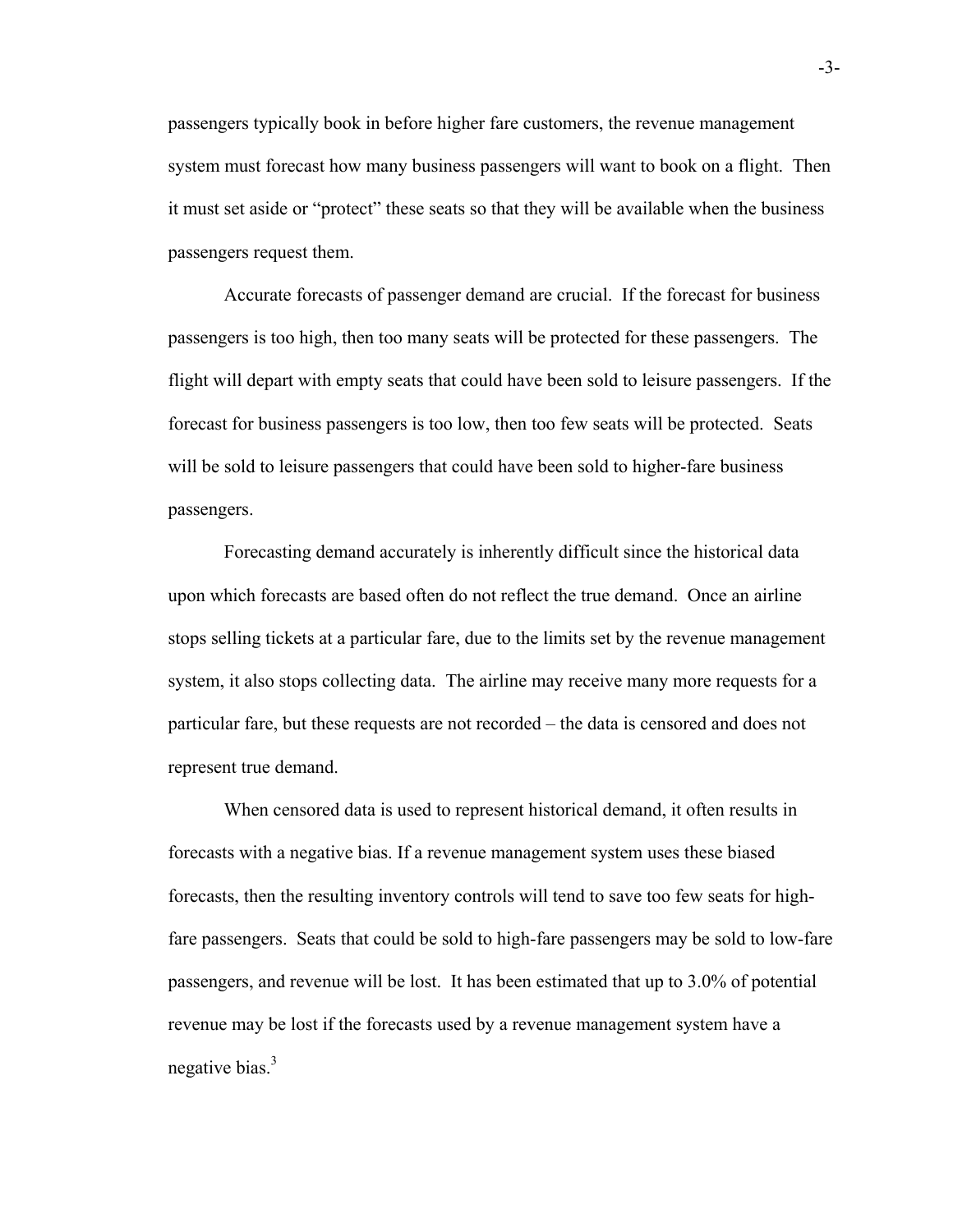passengers typically book in before higher fare customers, the revenue management system must forecast how many business passengers will want to book on a flight. Then it must set aside or "protect" these seats so that they will be available when the business passengers request them.

Accurate forecasts of passenger demand are crucial. If the forecast for business passengers is too high, then too many seats will be protected for these passengers. The flight will depart with empty seats that could have been sold to leisure passengers. If the forecast for business passengers is too low, then too few seats will be protected. Seats will be sold to leisure passengers that could have been sold to higher-fare business passengers.

Forecasting demand accurately is inherently difficult since the historical data upon which forecasts are based often do not reflect the true demand. Once an airline stops selling tickets at a particular fare, due to the limits set by the revenue management system, it also stops collecting data. The airline may receive many more requests for a particular fare, but these requests are not recorded – the data is censored and does not represent true demand.

When censored data is used to represent historical demand, it often results in forecasts with a negative bias. If a revenue management system uses these biased forecasts, then the resulting inventory controls will tend to save too few seats for high-fare passengers. Seats that could be sold to high-fare passengers may be sold to low-fare passengers, and revenue will be lost. It has been estimated that up to 3.0% of potential revenue may be lost if the forecasts used by a revenue management system have a negative bias.[3]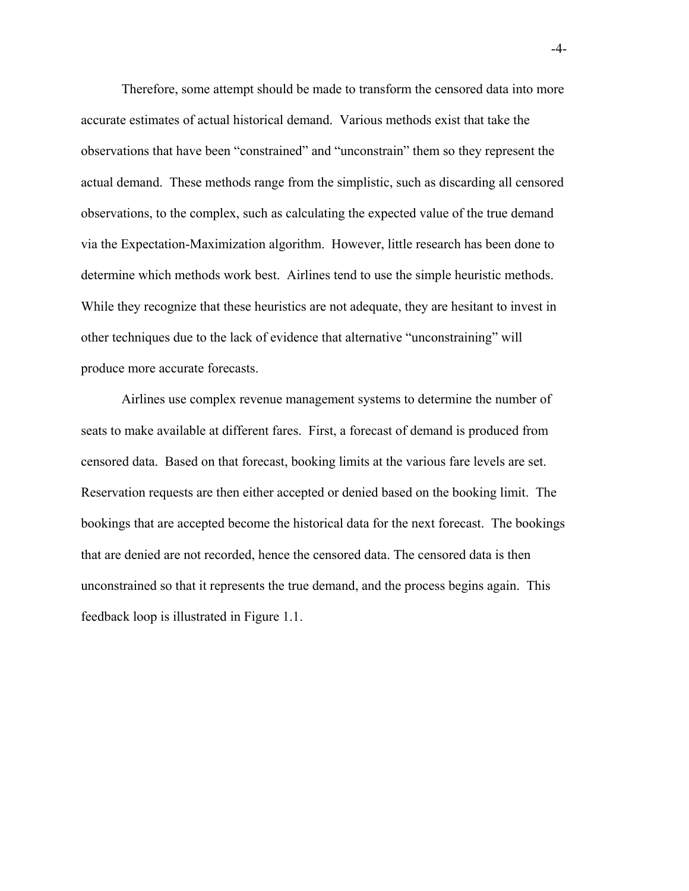Therefore, some attempt should be made to transform the censored data into more accurate estimates of actual historical demand. Various methods exist that take the observations that have been "constrained" and "unconstrain" them so they represent the actual demand. These methods range from the simplistic, such as discarding all censored observations, to the complex, such as calculating the expected value of the true demand via the Expectation-Maximization algorithm. However, little research has been done to determine which methods work best. Airlines tend to use the simple heuristic methods. While they recognize that these heuristics are not adequate, they are hesitant to invest in other techniques due to the lack of evidence that alternative "unconstraining" will produce more accurate forecasts.

Airlines use complex revenue management systems to determine the number of seats to make available at different fares. First, a forecast of demand is produced from censored data. Based on that forecast, booking limits at the various fare levels are set. Reservation requests are then either accepted or denied based on the booking limit. The bookings that are accepted become the historical data for the next forecast. The bookings that are denied are not recorded, hence the censored data. The censored data is then unconstrained so that it represents the true demand, and the process begins again. This feedback loop is illustrated in Figure 1.1.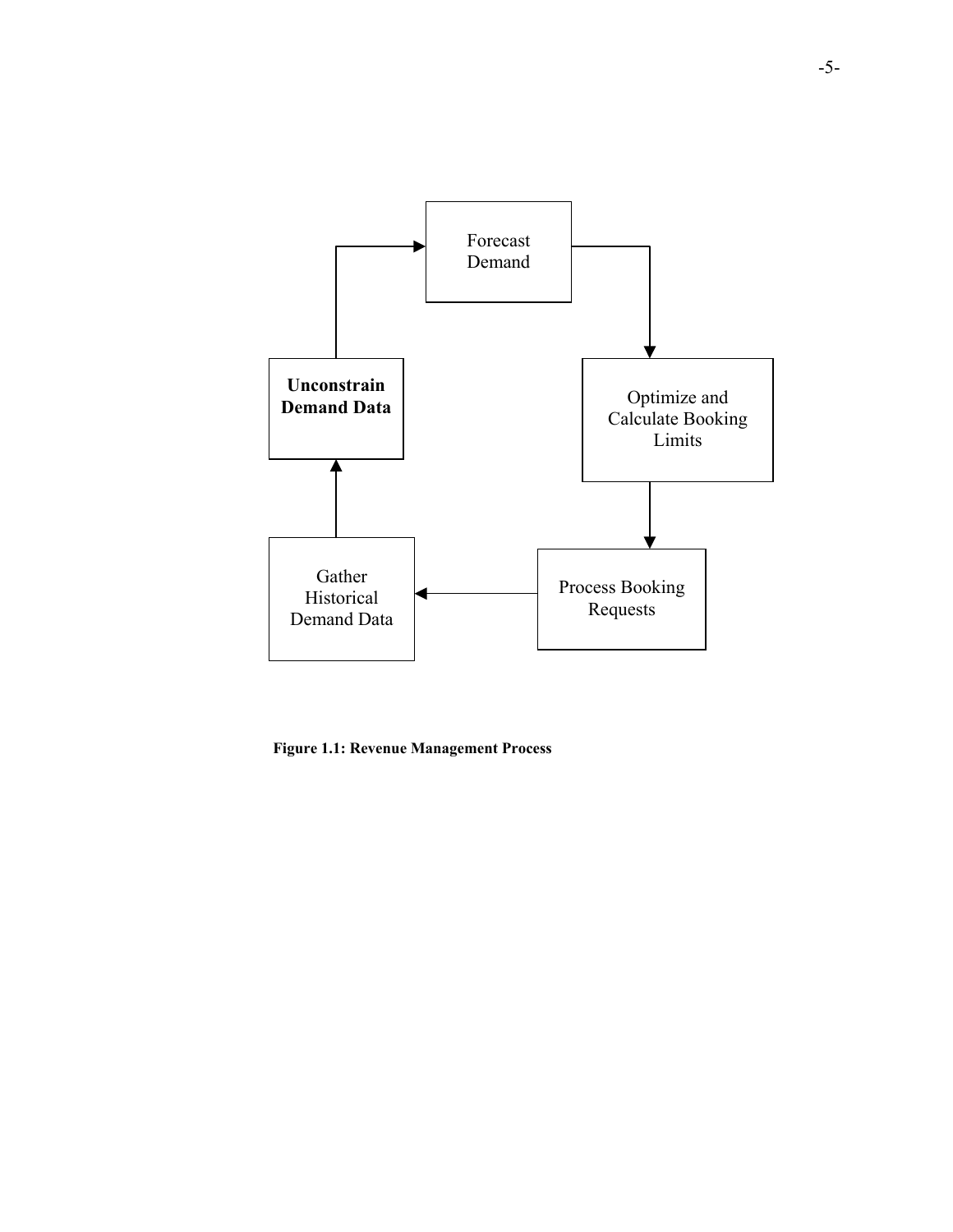Forecast Demand

Optimize and Calculate Booking Limits

Process Booking Requests

Gather Historical Demand Data

**Unconstrain Demand Data**

**Figure 1.1: Revenue Management Process**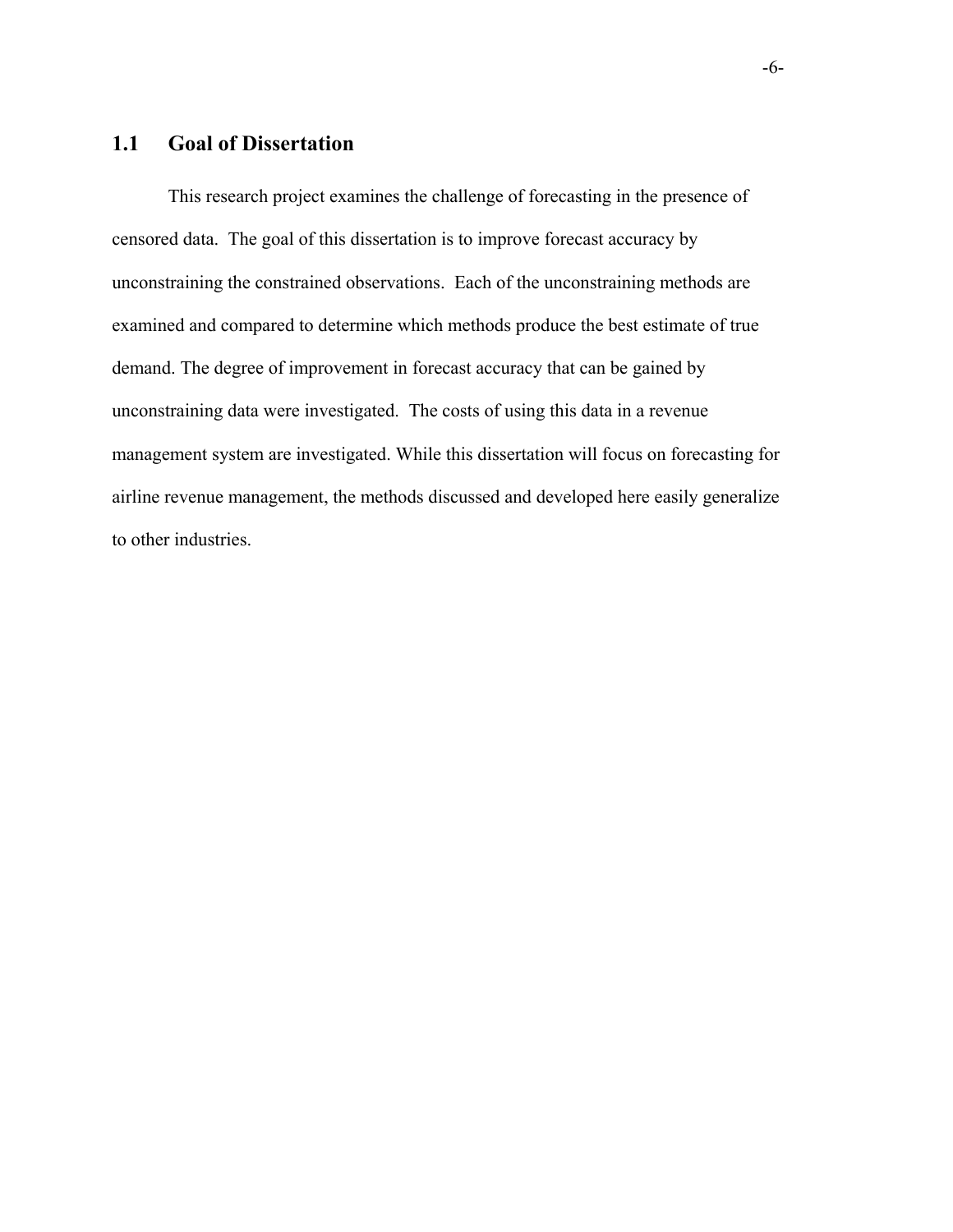## 1.1 Goal of Dissertation

This research project examines the challenge of forecasting in the presence of censored data. The goal of this dissertation is to improve forecast accuracy by unconstraining the constrained observations. Each of the unconstraining methods are examined and compared to determine which methods produce the best estimate of true demand. The degree of improvement in forecast accuracy that can be gained by unconstraining data were investigated. The costs of using this data in a revenue management system are investigated. While this dissertation will focus on forecasting for airline revenue management, the methods discussed and developed here easily generalize to other industries.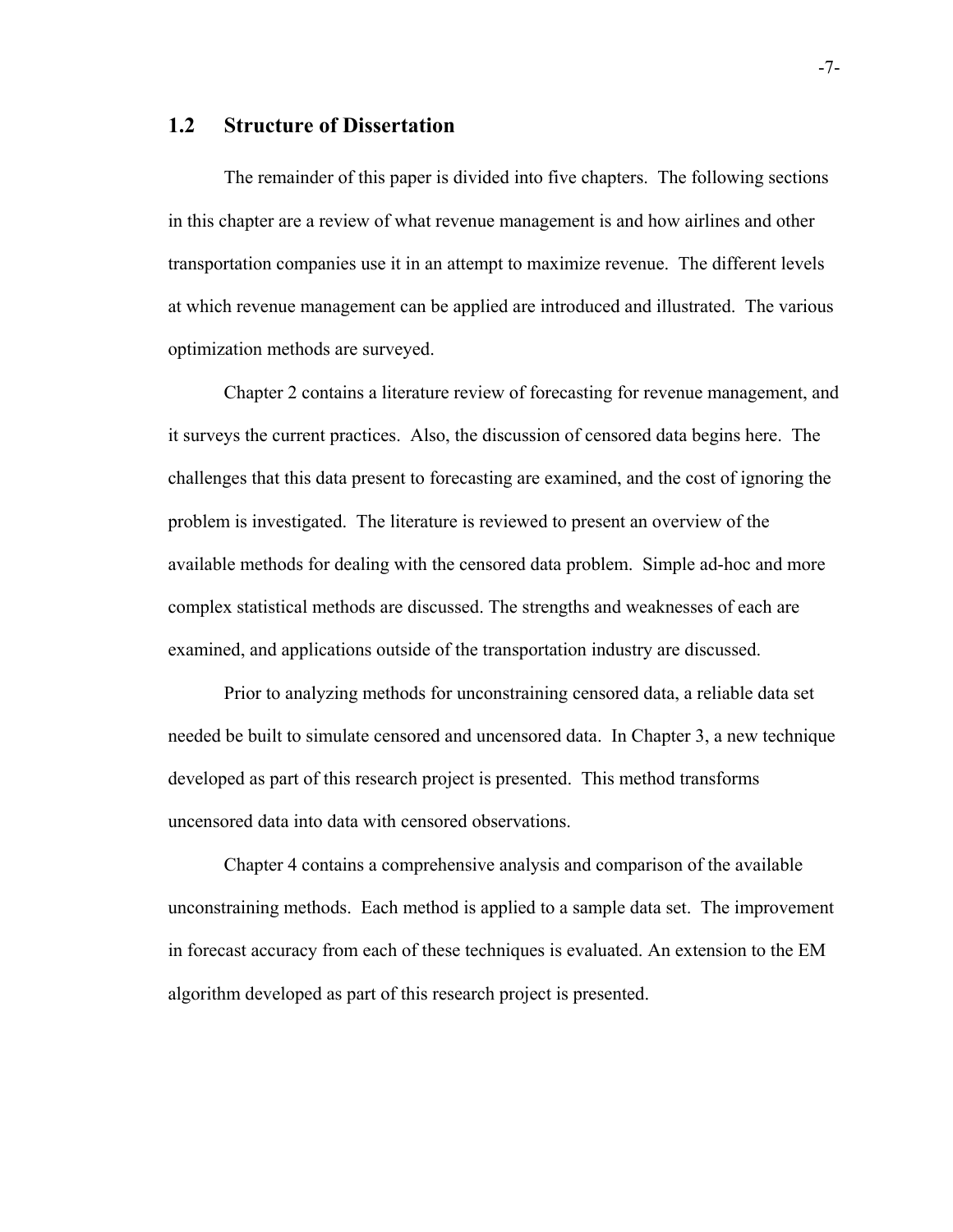## 1.2 Structure of Dissertation

The remainder of this paper is divided into five chapters. The following sections in this chapter are a review of what revenue management is and how airlines and other transportation companies use it in an attempt to maximize revenue. The different levels at which revenue management can be applied are introduced and illustrated. The various optimization methods are surveyed.

Chapter 2 contains a literature review of forecasting for revenue management, and it surveys the current practices. Also, the discussion of censored data begins here. The challenges that this data present to forecasting are examined, and the cost of ignoring the problem is investigated. The literature is reviewed to present an overview of the available methods for dealing with the censored data problem. Simple ad-hoc and more complex statistical methods are discussed. The strengths and weaknesses of each are examined, and applications outside of the transportation industry are discussed.

Prior to analyzing methods for unconstraining censored data, a reliable data set needed be built to simulate censored and uncensored data. In Chapter 3, a new technique developed as part of this research project is presented. This method transforms uncensored data into data with censored observations.

Chapter 4 contains a comprehensive analysis and comparison of the available unconstraining methods. Each method is applied to a sample data set. The improvement in forecast accuracy from each of these techniques is evaluated. An extension to the EM algorithm developed as part of this research project is presented.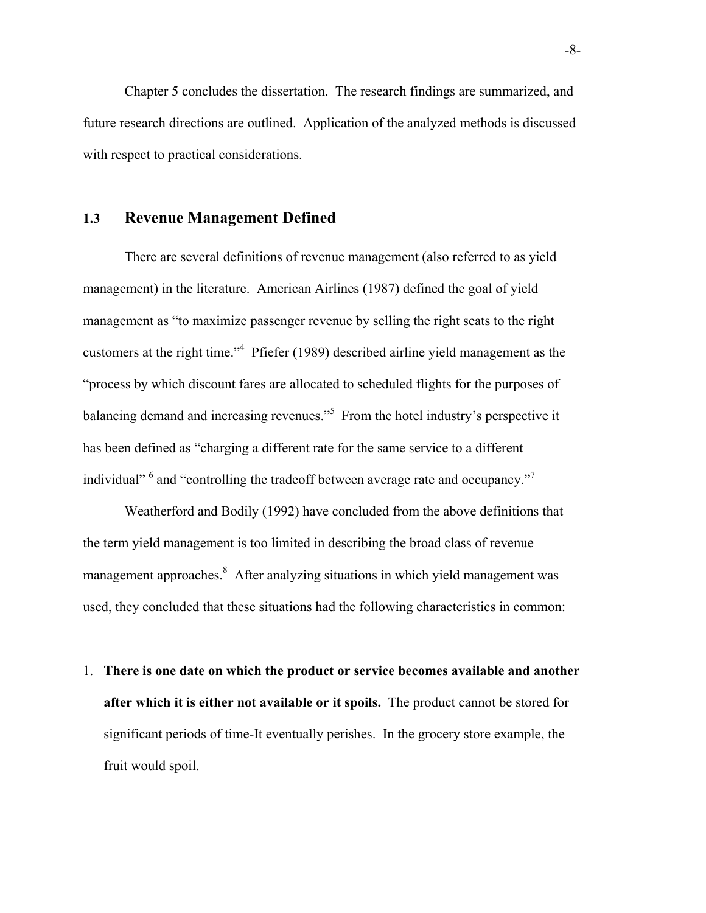Chapter 5 concludes the dissertation. The research findings are summarized, and future research directions are outlined. Application of the analyzed methods is discussed with respect to practical considerations.

## 1.3 Revenue Management Defined

There are several definitions of revenue management (also referred to as yield management) in the literature. American Airlines (1987) defined the goal of yield management as "to maximize passenger revenue by selling the right seats to the right customers at the right time."[4] Pfiefer (1989) described airline yield management as the "process by which discount fares are allocated to scheduled flights for the purposes of balancing demand and increasing revenues."[5] From the hotel industry's perspective it has been defined as "charging a different rate for the same service to a different individual" [6] and "controlling the tradeoff between average rate and occupancy."[7]

Weatherford and Bodily (1992) have concluded from the above definitions that the term yield management is too limited in describing the broad class of revenue management approaches.[8] After analyzing situations in which yield management was used, they concluded that these situations had the following characteristics in common:

1. **There is one date on which the product or service becomes available and another after which it is either not available or it spoils.** The product cannot be stored for significant periods of time-It eventually perishes. In the grocery store example, the fruit would spoil.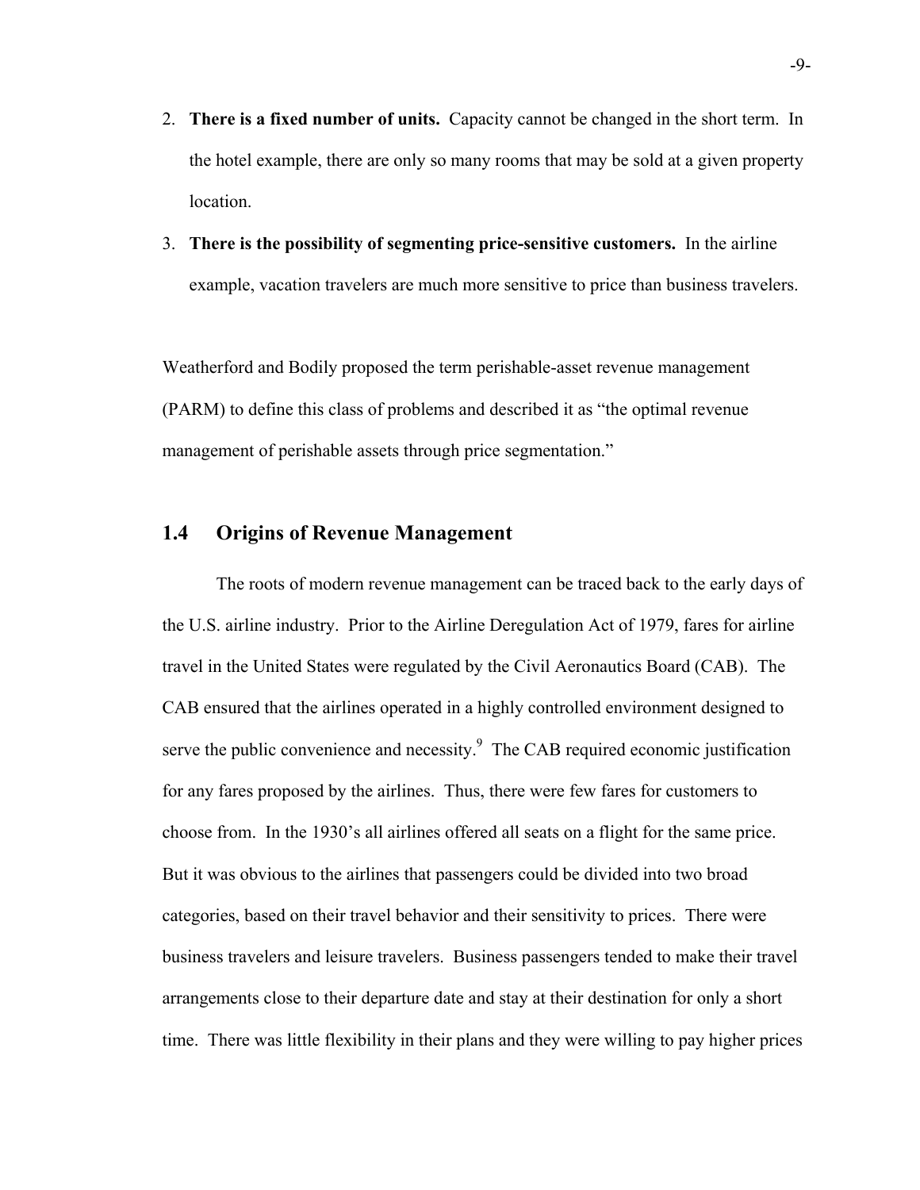2. **There is a fixed number of units.** Capacity cannot be changed in the short term. In the hotel example, there are only so many rooms that may be sold at a given property location.
3. **There is the possibility of segmenting price-sensitive customers.** In the airline example, vacation travelers are much more sensitive to price than business travelers.

Weatherford and Bodily proposed the term perishable-asset revenue management (PARM) to define this class of problems and described it as "the optimal revenue management of perishable assets through price segmentation."

## 1.4 Origins of Revenue Management

The roots of modern revenue management can be traced back to the early days of the U.S. airline industry. Prior to the Airline Deregulation Act of 1979, fares for airline travel in the United States were regulated by the Civil Aeronautics Board (CAB). The CAB ensured that the airlines operated in a highly controlled environment designed to serve the public convenience and necessity.[9] The CAB required economic justification for any fares proposed by the airlines. Thus, there were few fares for customers to choose from. In the 1930's all airlines offered all seats on a flight for the same price. But it was obvious to the airlines that passengers could be divided into two broad categories, based on their travel behavior and their sensitivity to prices. There were business travelers and leisure travelers. Business passengers tended to make their travel arrangements close to their departure date and stay at their destination for only a short time. There was little flexibility in their plans and they were willing to pay higher prices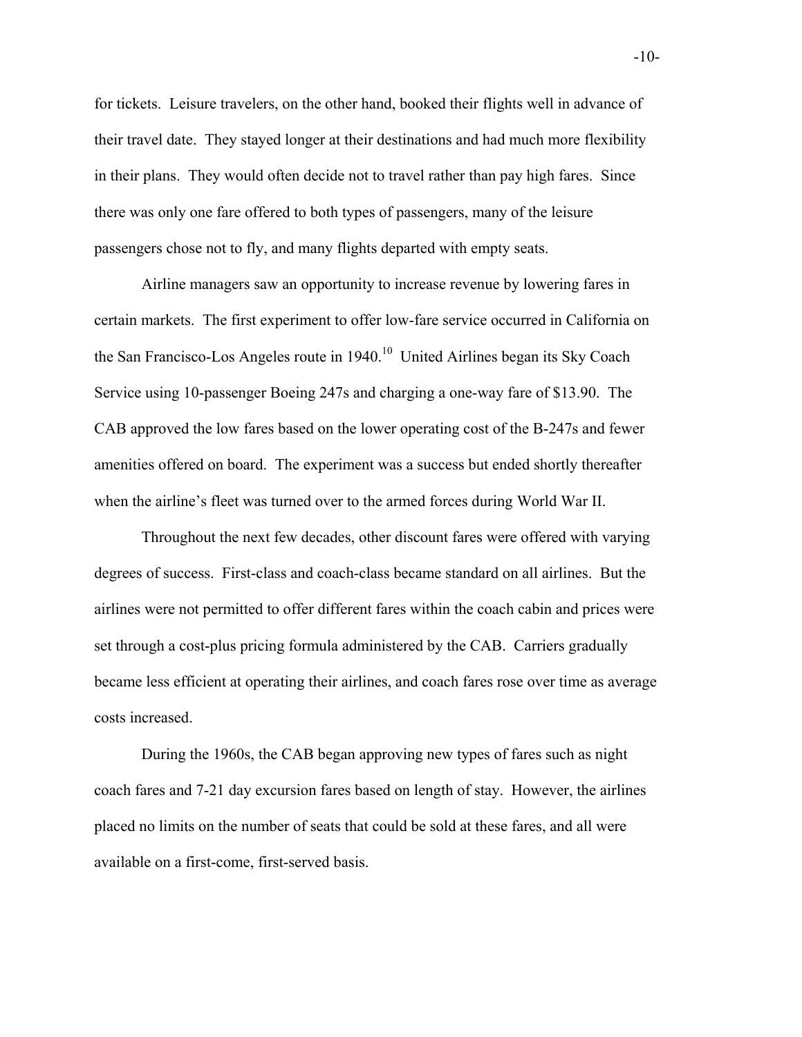for tickets. Leisure travelers, on the other hand, booked their flights well in advance of their travel date. They stayed longer at their destinations and had much more flexibility in their plans. They would often decide not to travel rather than pay high fares. Since there was only one fare offered to both types of passengers, many of the leisure passengers chose not to fly, and many flights departed with empty seats.

Airline managers saw an opportunity to increase revenue by lowering fares in certain markets. The first experiment to offer low-fare service occurred in California on the San Francisco-Los Angeles route in 1940.[10] United Airlines began its Sky Coach Service using 10-passenger Boeing 247s and charging a one-way fare of $13.90. The CAB approved the low fares based on the lower operating cost of the B-247s and fewer amenities offered on board. The experiment was a success but ended shortly thereafter when the airline's fleet was turned over to the armed forces during World War II.

Throughout the next few decades, other discount fares were offered with varying degrees of success. First-class and coach-class became standard on all airlines. But the airlines were not permitted to offer different fares within the coach cabin and prices were set through a cost-plus pricing formula administered by the CAB. Carriers gradually became less efficient at operating their airlines, and coach fares rose over time as average costs increased.

During the 1960s, the CAB began approving new types of fares such as night coach fares and 7-21 day excursion fares based on length of stay. However, the airlines placed no limits on the number of seats that could be sold at these fares, and all were available on a first-come, first-served basis.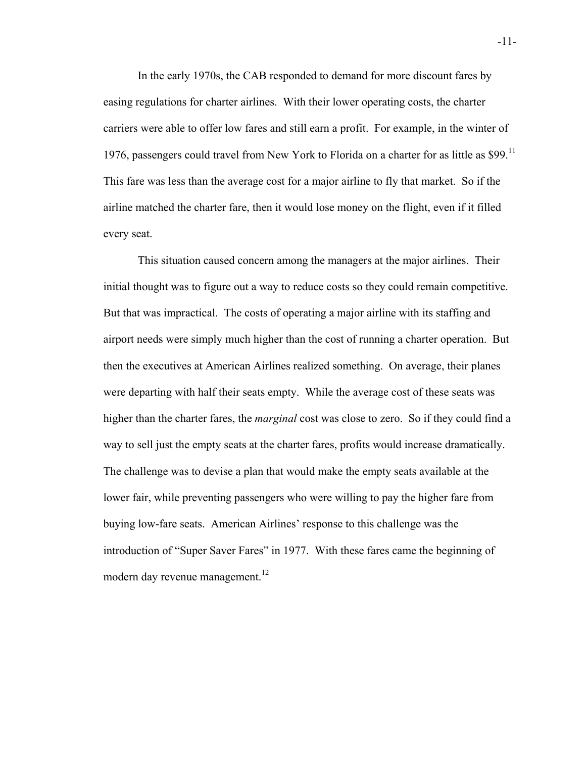In the early 1970s, the CAB responded to demand for more discount fares by easing regulations for charter airlines. With their lower operating costs, the charter carriers were able to offer low fares and still earn a profit. For example, in the winter of 1976, passengers could travel from New York to Florida on a charter for as little as $99.[11] This fare was less than the average cost for a major airline to fly that market. So if the airline matched the charter fare, then it would lose money on the flight, even if it filled every seat.

This situation caused concern among the managers at the major airlines. Their initial thought was to figure out a way to reduce costs so they could remain competitive. But that was impractical. The costs of operating a major airline with its staffing and airport needs were simply much higher than the cost of running a charter operation. But then the executives at American Airlines realized something. On average, their planes were departing with half their seats empty. While the average cost of these seats was higher than the charter fares, the *marginal* cost was close to zero. So if they could find a way to sell just the empty seats at the charter fares, profits would increase dramatically. The challenge was to devise a plan that would make the empty seats available at the lower fair, while preventing passengers who were willing to pay the higher fare from buying low-fare seats. American Airlines' response to this challenge was the introduction of "Super Saver Fares" in 1977. With these fares came the beginning of modern day revenue management.[12]